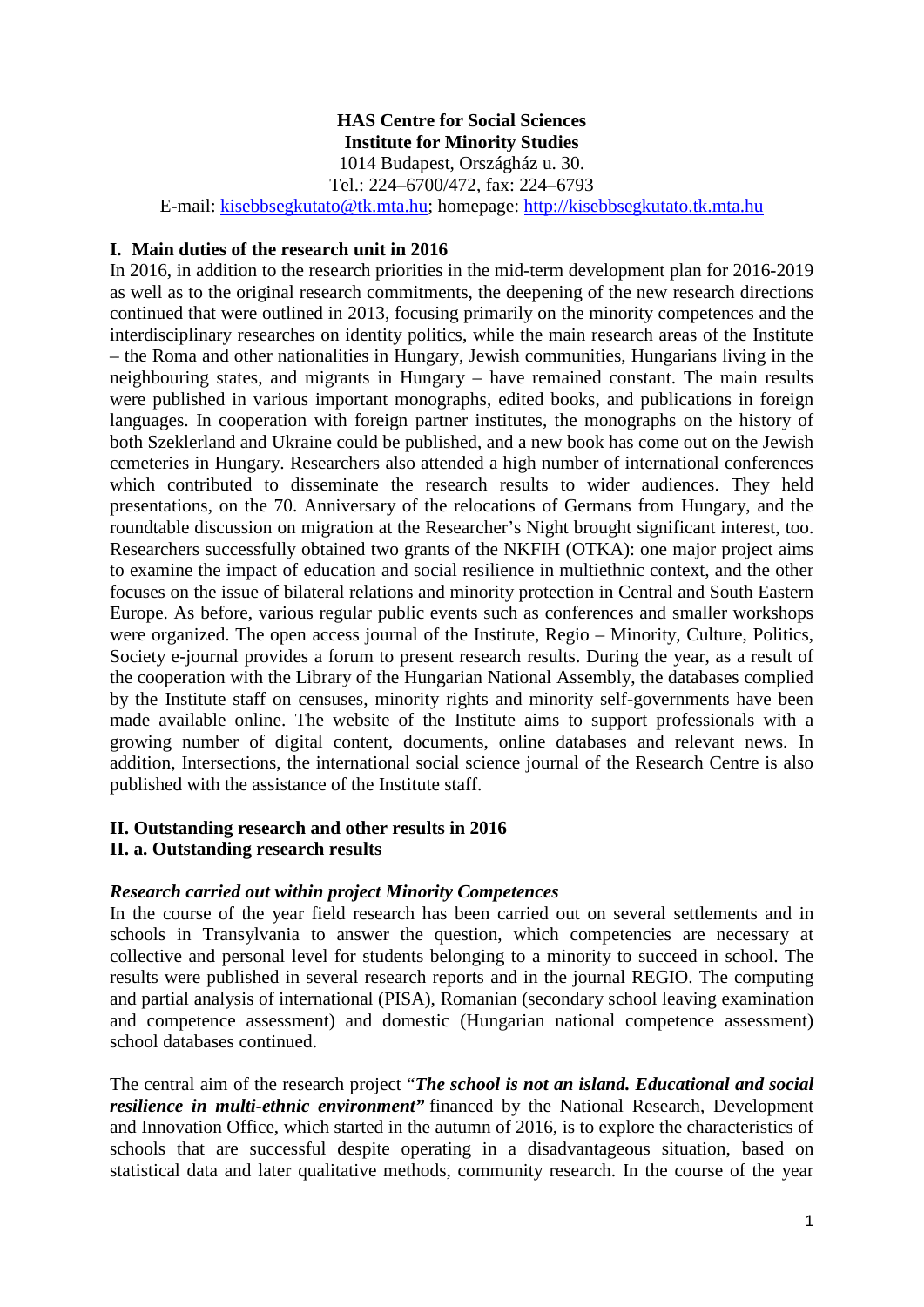**HAS Centre for Social Sciences**
**Institute for Minority Studies**
1014 Budapest, Országház u. 30.
Tel.: 224–6700/472, fax: 224–6793
E-mail: kisebbsegkutato@tk.mta.hu; homepage: http://kisebbsegkutato.tk.mta.hu

## I. Main duties of the research unit in 2016

In 2016, in addition to the research priorities in the mid-term development plan for 2016-2019 as well as to the original research commitments, the deepening of the new research directions continued that were outlined in 2013, focusing primarily on the minority competences and the interdisciplinary researches on identity politics, while the main research areas of the Institute – the Roma and other nationalities in Hungary, Jewish communities, Hungarians living in the neighbouring states, and migrants in Hungary – have remained constant. The main results were published in various important monographs, edited books, and publications in foreign languages. In cooperation with foreign partner institutes, the monographs on the history of both Szeklerland and Ukraine could be published, and a new book has come out on the Jewish cemeteries in Hungary. Researchers also attended a high number of international conferences which contributed to disseminate the research results to wider audiences. They held presentations, on the 70. Anniversary of the relocations of Germans from Hungary, and the roundtable discussion on migration at the Researcher's Night brought significant interest, too. Researchers successfully obtained two grants of the NKFIH (OTKA): one major project aims to examine the impact of education and social resilience in multiethnic context, and the other focuses on the issue of bilateral relations and minority protection in Central and South Eastern Europe. As before, various regular public events such as conferences and smaller workshops were organized. The open access journal of the Institute, Regio – Minority, Culture, Politics, Society e-journal provides a forum to present research results. During the year, as a result of the cooperation with the Library of the Hungarian National Assembly, the databases complied by the Institute staff on censuses, minority rights and minority self-governments have been made available online. The website of the Institute aims to support professionals with a growing number of digital content, documents, online databases and relevant news. In addition, Intersections, the international social science journal of the Research Centre is also published with the assistance of the Institute staff.

## II. Outstanding research and other results in 2016

### II. a. Outstanding research results

***Research carried out within project Minority Competences***

In the course of the year field research has been carried out on several settlements and in schools in Transylvania to answer the question, which competencies are necessary at collective and personal level for students belonging to a minority to succeed in school. The results were published in several research reports and in the journal REGIO. The computing and partial analysis of international (PISA), Romanian (secondary school leaving examination and competence assessment) and domestic (Hungarian national competence assessment) school databases continued.

The central aim of the research project "***The school is not an island. Educational and social resilience in multi-ethnic environment"*** financed by the National Research, Development and Innovation Office, which started in the autumn of 2016, is to explore the characteristics of schools that are successful despite operating in a disadvantageous situation, based on statistical data and later qualitative methods, community research. In the course of the year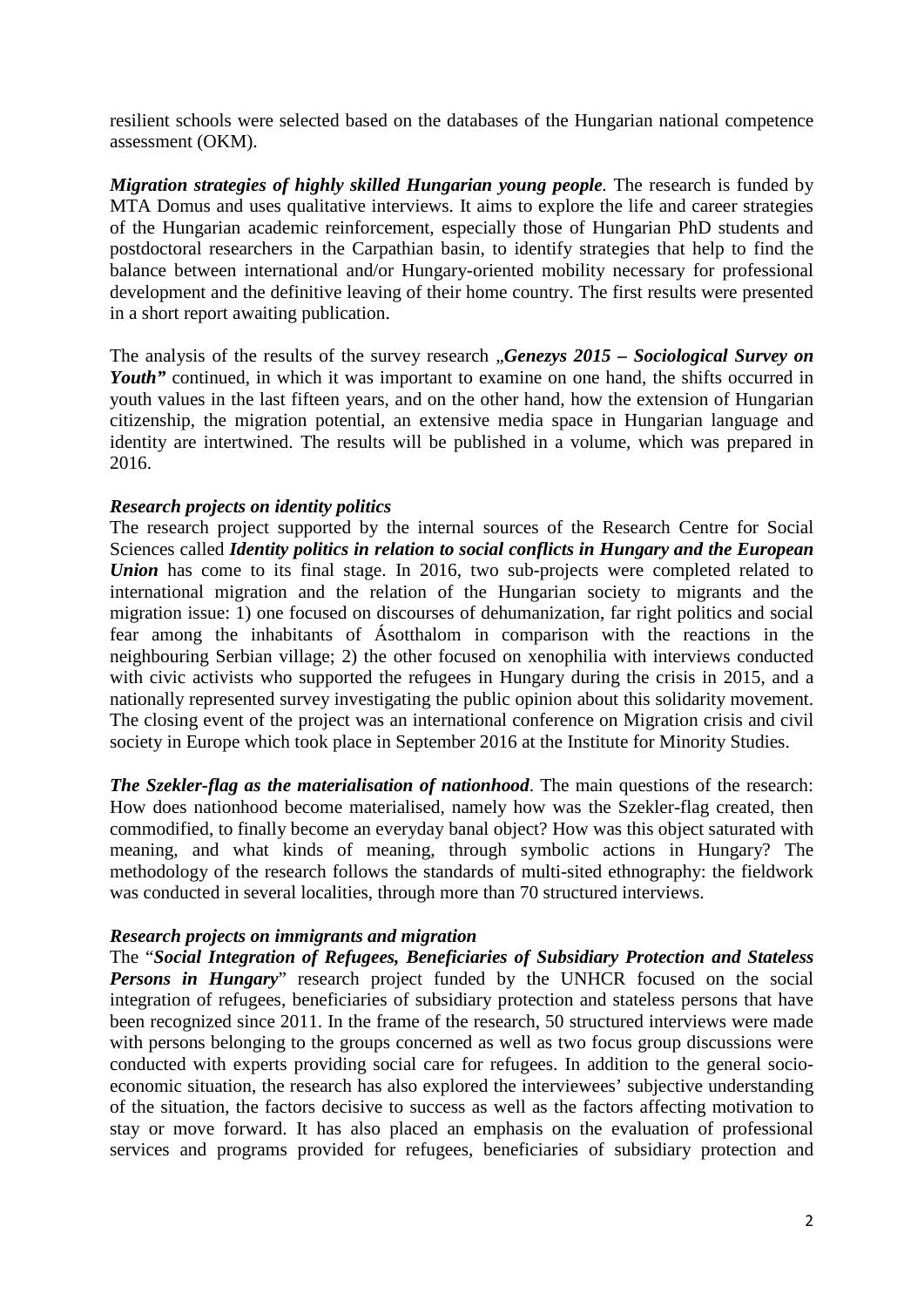resilient schools were selected based on the databases of the Hungarian national competence assessment (OKM).

***Migration strategies of highly skilled Hungarian young people***. The research is funded by MTA Domus and uses qualitative interviews. It aims to explore the life and career strategies of the Hungarian academic reinforcement, especially those of Hungarian PhD students and postdoctoral researchers in the Carpathian basin, to identify strategies that help to find the balance between international and/or Hungary-oriented mobility necessary for professional development and the definitive leaving of their home country. The first results were presented in a short report awaiting publication.

The analysis of the results of the survey research „***Genezys 2015 – Sociological Survey on Youth"*** continued, in which it was important to examine on one hand, the shifts occurred in youth values in the last fifteen years, and on the other hand, how the extension of Hungarian citizenship, the migration potential, an extensive media space in Hungarian language and identity are intertwined. The results will be published in a volume, which was prepared in 2016.

***Research projects on identity politics***

The research project supported by the internal sources of the Research Centre for Social Sciences called ***Identity politics in relation to social conflicts in Hungary and the European Union*** has come to its final stage. In 2016, two sub-projects were completed related to international migration and the relation of the Hungarian society to migrants and the migration issue: 1) one focused on discourses of dehumanization, far right politics and social fear among the inhabitants of Ásotthalom in comparison with the reactions in the neighbouring Serbian village; 2) the other focused on xenophilia with interviews conducted with civic activists who supported the refugees in Hungary during the crisis in 2015, and a nationally represented survey investigating the public opinion about this solidarity movement. The closing event of the project was an international conference on Migration crisis and civil society in Europe which took place in September 2016 at the Institute for Minority Studies.

***The Szekler-flag as the materialisation of nationhood***. The main questions of the research: How does nationhood become materialised, namely how was the Szekler-flag created, then commodified, to finally become an everyday banal object? How was this object saturated with meaning, and what kinds of meaning, through symbolic actions in Hungary? The methodology of the research follows the standards of multi-sited ethnography: the fieldwork was conducted in several localities, through more than 70 structured interviews.

***Research projects on immigrants and migration***

The "***Social Integration of Refugees, Beneficiaries of Subsidiary Protection and Stateless Persons in Hungary***" research project funded by the UNHCR focused on the social integration of refugees, beneficiaries of subsidiary protection and stateless persons that have been recognized since 2011. In the frame of the research, 50 structured interviews were made with persons belonging to the groups concerned as well as two focus group discussions were conducted with experts providing social care for refugees. In addition to the general socio-economic situation, the research has also explored the interviewees' subjective understanding of the situation, the factors decisive to success as well as the factors affecting motivation to stay or move forward. It has also placed an emphasis on the evaluation of professional services and programs provided for refugees, beneficiaries of subsidiary protection and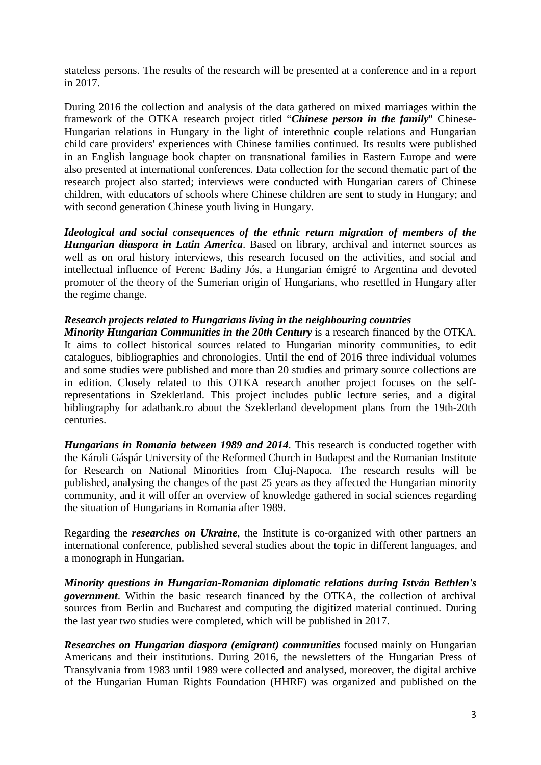stateless persons. The results of the research will be presented at a conference and in a report in 2017.

During 2016 the collection and analysis of the data gathered on mixed marriages within the framework of the OTKA research project titled "***Chinese person in the family***" Chinese-Hungarian relations in Hungary in the light of interethnic couple relations and Hungarian child care providers' experiences with Chinese families continued. Its results were published in an English language book chapter on transnational families in Eastern Europe and were also presented at international conferences. Data collection for the second thematic part of the research project also started; interviews were conducted with Hungarian carers of Chinese children, with educators of schools where Chinese children are sent to study in Hungary; and with second generation Chinese youth living in Hungary.

***Ideological and social consequences of the ethnic return migration of members of the Hungarian diaspora in Latin America***. Based on library, archival and internet sources as well as on oral history interviews, this research focused on the activities, and social and intellectual influence of Ferenc Badiny Jós, a Hungarian émigré to Argentina and devoted promoter of the theory of the Sumerian origin of Hungarians, who resettled in Hungary after the regime change.

***Research projects related to Hungarians living in the neighbouring countries***

***Minority Hungarian Communities in the 20th Century*** is a research financed by the OTKA. It aims to collect historical sources related to Hungarian minority communities, to edit catalogues, bibliographies and chronologies. Until the end of 2016 three individual volumes and some studies were published and more than 20 studies and primary source collections are in edition. Closely related to this OTKA research another project focuses on the self-representations in Szeklerland. This project includes public lecture series, and a digital bibliography for adatbank.ro about the Szeklerland development plans from the 19th-20th centuries.

***Hungarians in Romania between 1989 and 2014***. This research is conducted together with the Károli Gáspár University of the Reformed Church in Budapest and the Romanian Institute for Research on National Minorities from Cluj-Napoca. The research results will be published, analysing the changes of the past 25 years as they affected the Hungarian minority community, and it will offer an overview of knowledge gathered in social sciences regarding the situation of Hungarians in Romania after 1989.

Regarding the ***researches on Ukraine***, the Institute is co-organized with other partners an international conference, published several studies about the topic in different languages, and a monograph in Hungarian.

***Minority questions in Hungarian-Romanian diplomatic relations during István Bethlen's government***. Within the basic research financed by the OTKA, the collection of archival sources from Berlin and Bucharest and computing the digitized material continued. During the last year two studies were completed, which will be published in 2017.

***Researches on Hungarian diaspora (emigrant) communities*** focused mainly on Hungarian Americans and their institutions. During 2016, the newsletters of the Hungarian Press of Transylvania from 1983 until 1989 were collected and analysed, moreover, the digital archive of the Hungarian Human Rights Foundation (HHRF) was organized and published on the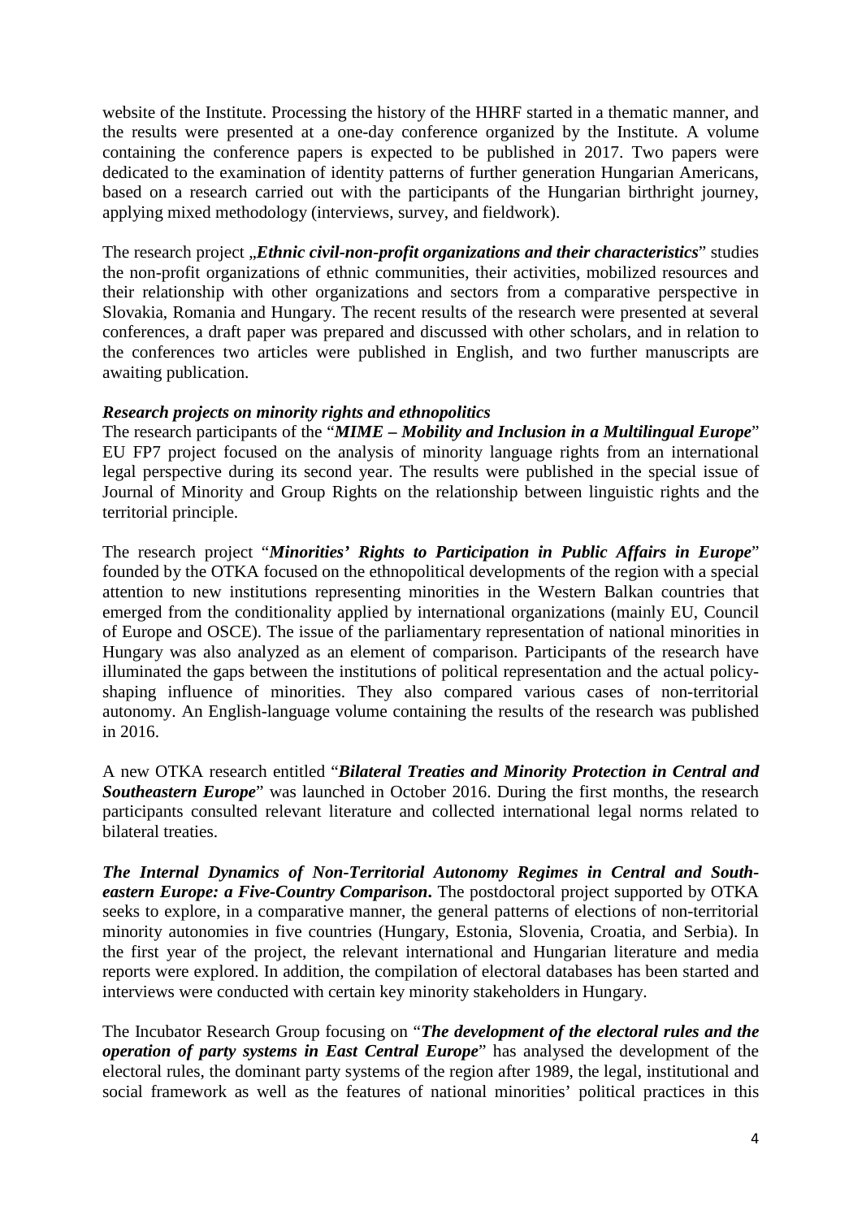website of the Institute. Processing the history of the HHRF started in a thematic manner, and the results were presented at a one-day conference organized by the Institute. A volume containing the conference papers is expected to be published in 2017. Two papers were dedicated to the examination of identity patterns of further generation Hungarian Americans, based on a research carried out with the participants of the Hungarian birthright journey, applying mixed methodology (interviews, survey, and fieldwork).

The research project „***Ethnic civil-non-profit organizations and their characteristics***" studies the non-profit organizations of ethnic communities, their activities, mobilized resources and their relationship with other organizations and sectors from a comparative perspective in Slovakia, Romania and Hungary. The recent results of the research were presented at several conferences, a draft paper was prepared and discussed with other scholars, and in relation to the conferences two articles were published in English, and two further manuscripts are awaiting publication.

***Research projects on minority rights and ethnopolitics***

The research participants of the "***MIME – Mobility and Inclusion in a Multilingual Europe***" EU FP7 project focused on the analysis of minority language rights from an international legal perspective during its second year. The results were published in the special issue of Journal of Minority and Group Rights on the relationship between linguistic rights and the territorial principle.

The research project "***Minorities' Rights to Participation in Public Affairs in Europe***" founded by the OTKA focused on the ethnopolitical developments of the region with a special attention to new institutions representing minorities in the Western Balkan countries that emerged from the conditionality applied by international organizations (mainly EU, Council of Europe and OSCE). The issue of the parliamentary representation of national minorities in Hungary was also analyzed as an element of comparison. Participants of the research have illuminated the gaps between the institutions of political representation and the actual policy-shaping influence of minorities. They also compared various cases of non-territorial autonomy. An English-language volume containing the results of the research was published in 2016.

A new OTKA research entitled "***Bilateral Treaties and Minority Protection in Central and Southeastern Europe***" was launched in October 2016. During the first months, the research participants consulted relevant literature and collected international legal norms related to bilateral treaties.

***The Internal Dynamics of Non-Territorial Autonomy Regimes in Central and South-eastern Europe: a Five-Country Comparison*****.** The postdoctoral project supported by OTKA seeks to explore, in a comparative manner, the general patterns of elections of non-territorial minority autonomies in five countries (Hungary, Estonia, Slovenia, Croatia, and Serbia). In the first year of the project, the relevant international and Hungarian literature and media reports were explored. In addition, the compilation of electoral databases has been started and interviews were conducted with certain key minority stakeholders in Hungary.

The Incubator Research Group focusing on "***The development of the electoral rules and the operation of party systems in East Central Europe***" has analysed the development of the electoral rules, the dominant party systems of the region after 1989, the legal, institutional and social framework as well as the features of national minorities' political practices in this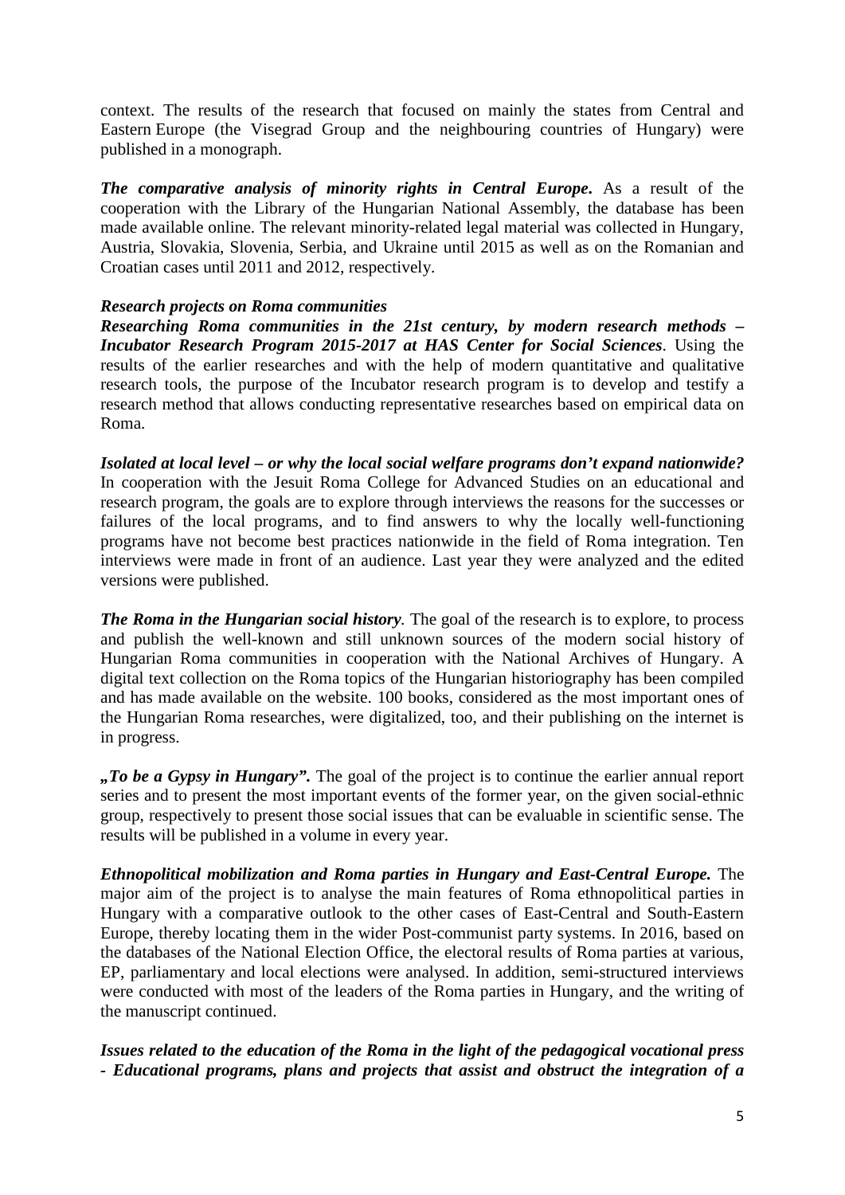context. The results of the research that focused on mainly the states from Central and Eastern Europe (the Visegrad Group and the neighbouring countries of Hungary) were published in a monograph.

***The comparative analysis of minority rights in Central Europe***. As a result of the cooperation with the Library of the Hungarian National Assembly, the database has been made available online. The relevant minority-related legal material was collected in Hungary, Austria, Slovakia, Slovenia, Serbia, and Ukraine until 2015 as well as on the Romanian and Croatian cases until 2011 and 2012, respectively.

***Research projects on Roma communities***

***Researching Roma communities in the 21st century, by modern research methods – Incubator Research Program 2015-2017 at HAS Center for Social Sciences***. Using the results of the earlier researches and with the help of modern quantitative and qualitative research tools, the purpose of the Incubator research program is to develop and testify a research method that allows conducting representative researches based on empirical data on Roma.

***Isolated at local level – or why the local social welfare programs don't expand nationwide?*** In cooperation with the Jesuit Roma College for Advanced Studies on an educational and research program, the goals are to explore through interviews the reasons for the successes or failures of the local programs, and to find answers to why the locally well-functioning programs have not become best practices nationwide in the field of Roma integration. Ten interviews were made in front of an audience. Last year they were analyzed and the edited versions were published.

***The Roma in the Hungarian social history***. The goal of the research is to explore, to process and publish the well-known and still unknown sources of the modern social history of Hungarian Roma communities in cooperation with the National Archives of Hungary. A digital text collection on the Roma topics of the Hungarian historiography has been compiled and has made available on the website. 100 books, considered as the most important ones of the Hungarian Roma researches, were digitalized, too, and their publishing on the internet is in progress.

***„To be a Gypsy in Hungary".*** The goal of the project is to continue the earlier annual report series and to present the most important events of the former year, on the given social-ethnic group, respectively to present those social issues that can be evaluable in scientific sense. The results will be published in a volume in every year.

***Ethnopolitical mobilization and Roma parties in Hungary and East-Central Europe.*** The major aim of the project is to analyse the main features of Roma ethnopolitical parties in Hungary with a comparative outlook to the other cases of East-Central and South-Eastern Europe, thereby locating them in the wider Post-communist party systems. In 2016, based on the databases of the National Election Office, the electoral results of Roma parties at various, EP, parliamentary and local elections were analysed. In addition, semi-structured interviews were conducted with most of the leaders of the Roma parties in Hungary, and the writing of the manuscript continued.

***Issues related to the education of the Roma in the light of the pedagogical vocational press - Educational programs, plans and projects that assist and obstruct the integration of a***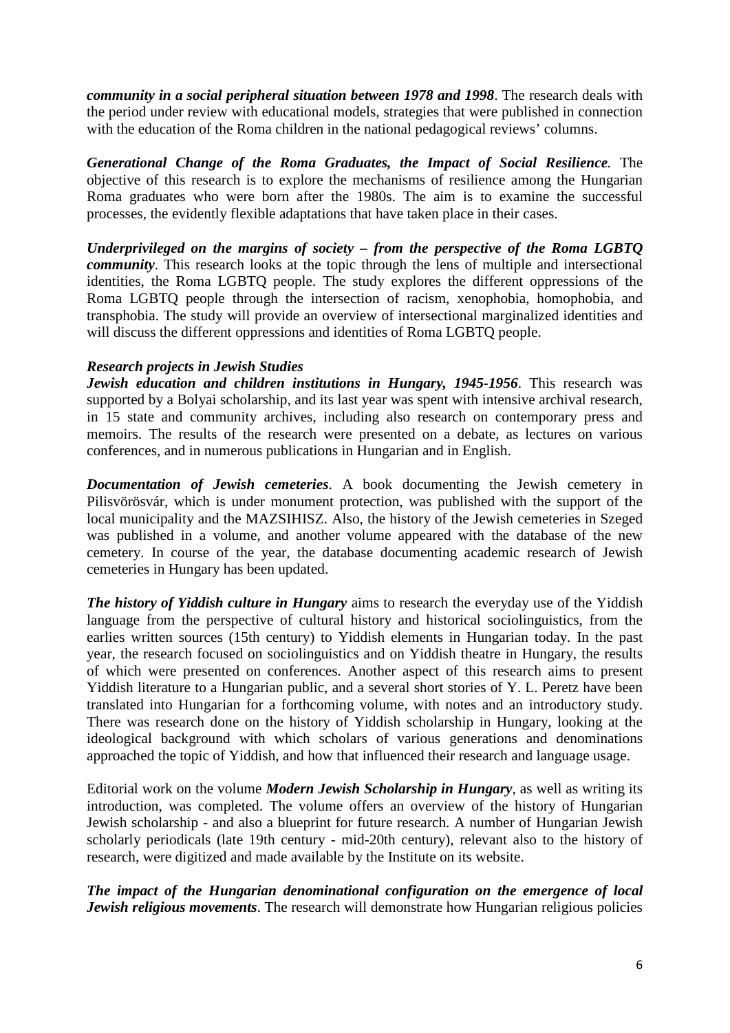***community in a social peripheral situation between 1978 and 1998***. The research deals with the period under review with educational models, strategies that were published in connection with the education of the Roma children in the national pedagogical reviews' columns.

***Generational Change of the Roma Graduates, the Impact of Social Resilience***. The objective of this research is to explore the mechanisms of resilience among the Hungarian Roma graduates who were born after the 1980s. The aim is to examine the successful processes, the evidently flexible adaptations that have taken place in their cases.

***Underprivileged on the margins of society – from the perspective of the Roma LGBTQ community***. This research looks at the topic through the lens of multiple and intersectional identities, the Roma LGBTQ people. The study explores the different oppressions of the Roma LGBTQ people through the intersection of racism, xenophobia, homophobia, and transphobia. The study will provide an overview of intersectional marginalized identities and will discuss the different oppressions and identities of Roma LGBTQ people.

***Research projects in Jewish Studies***

***Jewish education and children institutions in Hungary, 1945-1956***. This research was supported by a Bolyai scholarship, and its last year was spent with intensive archival research, in 15 state and community archives, including also research on contemporary press and memoirs. The results of the research were presented on a debate, as lectures on various conferences, and in numerous publications in Hungarian and in English.

***Documentation of Jewish cemeteries***. A book documenting the Jewish cemetery in Pilisvörösvár, which is under monument protection, was published with the support of the local municipality and the MAZSIHISZ. Also, the history of the Jewish cemeteries in Szeged was published in a volume, and another volume appeared with the database of the new cemetery. In course of the year, the database documenting academic research of Jewish cemeteries in Hungary has been updated.

***The history of Yiddish culture in Hungary*** aims to research the everyday use of the Yiddish language from the perspective of cultural history and historical sociolinguistics, from the earlies written sources (15th century) to Yiddish elements in Hungarian today. In the past year, the research focused on sociolinguistics and on Yiddish theatre in Hungary, the results of which were presented on conferences. Another aspect of this research aims to present Yiddish literature to a Hungarian public, and a several short stories of Y. L. Peretz have been translated into Hungarian for a forthcoming volume, with notes and an introductory study. There was research done on the history of Yiddish scholarship in Hungary, looking at the ideological background with which scholars of various generations and denominations approached the topic of Yiddish, and how that influenced their research and language usage.

Editorial work on the volume ***Modern Jewish Scholarship in Hungary***, as well as writing its introduction, was completed. The volume offers an overview of the history of Hungarian Jewish scholarship - and also a blueprint for future research. A number of Hungarian Jewish scholarly periodicals (late 19th century - mid-20th century), relevant also to the history of research, were digitized and made available by the Institute on its website.

***The impact of the Hungarian denominational configuration on the emergence of local Jewish religious movements***. The research will demonstrate how Hungarian religious policies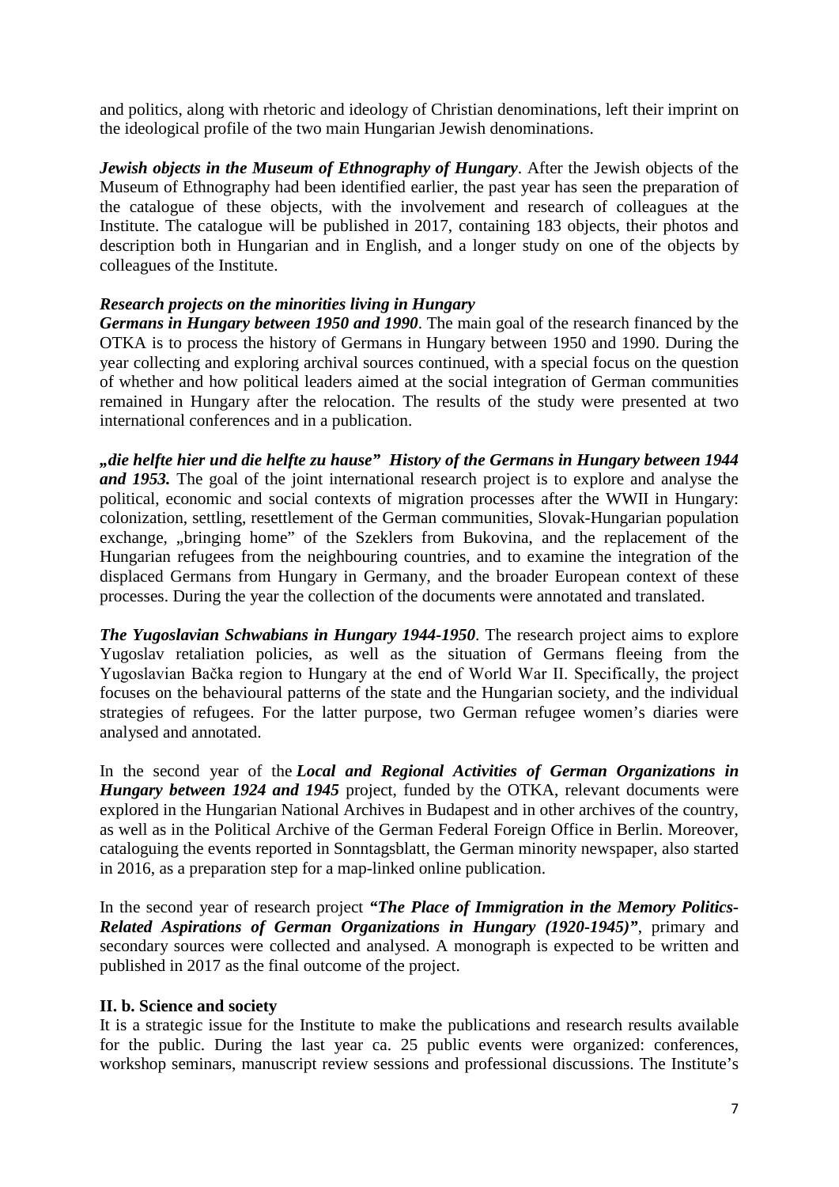and politics, along with rhetoric and ideology of Christian denominations, left their imprint on the ideological profile of the two main Hungarian Jewish denominations.

***Jewish objects in the Museum of Ethnography of Hungary***. After the Jewish objects of the Museum of Ethnography had been identified earlier, the past year has seen the preparation of the catalogue of these objects, with the involvement and research of colleagues at the Institute. The catalogue will be published in 2017, containing 183 objects, their photos and description both in Hungarian and in English, and a longer study on one of the objects by colleagues of the Institute.

***Research projects on the minorities living in Hungary***

***Germans in Hungary between 1950 and 1990***. The main goal of the research financed by the OTKA is to process the history of Germans in Hungary between 1950 and 1990. During the year collecting and exploring archival sources continued, with a special focus on the question of whether and how political leaders aimed at the social integration of German communities remained in Hungary after the relocation. The results of the study were presented at two international conferences and in a publication.

***„die helfte hier und die helfte zu hause" History of the Germans in Hungary between 1944 and 1953.*** The goal of the joint international research project is to explore and analyse the political, economic and social contexts of migration processes after the WWII in Hungary: colonization, settling, resettlement of the German communities, Slovak-Hungarian population exchange, „bringing home" of the Szeklers from Bukovina, and the replacement of the Hungarian refugees from the neighbouring countries, and to examine the integration of the displaced Germans from Hungary in Germany, and the broader European context of these processes. During the year the collection of the documents were annotated and translated.

***The Yugoslavian Schwabians in Hungary 1944-1950***. The research project aims to explore Yugoslav retaliation policies, as well as the situation of Germans fleeing from the Yugoslavian Bačka region to Hungary at the end of World War II. Specifically, the project focuses on the behavioural patterns of the state and the Hungarian society, and the individual strategies of refugees. For the latter purpose, two German refugee women's diaries were analysed and annotated.

In the second year of the ***Local and Regional Activities of German Organizations in Hungary between 1924 and 1945*** project, funded by the OTKA, relevant documents were explored in the Hungarian National Archives in Budapest and in other archives of the country, as well as in the Political Archive of the German Federal Foreign Office in Berlin. Moreover, cataloguing the events reported in Sonntagsblatt, the German minority newspaper, also started in 2016, as a preparation step for a map-linked online publication.

In the second year of research project ***"The Place of Immigration in the Memory Politics-Related Aspirations of German Organizations in Hungary (1920-1945)"***, primary and secondary sources were collected and analysed. A monograph is expected to be written and published in 2017 as the final outcome of the project.

**II. b. Science and society**

It is a strategic issue for the Institute to make the publications and research results available for the public. During the last year ca. 25 public events were organized: conferences, workshop seminars, manuscript review sessions and professional discussions. The Institute's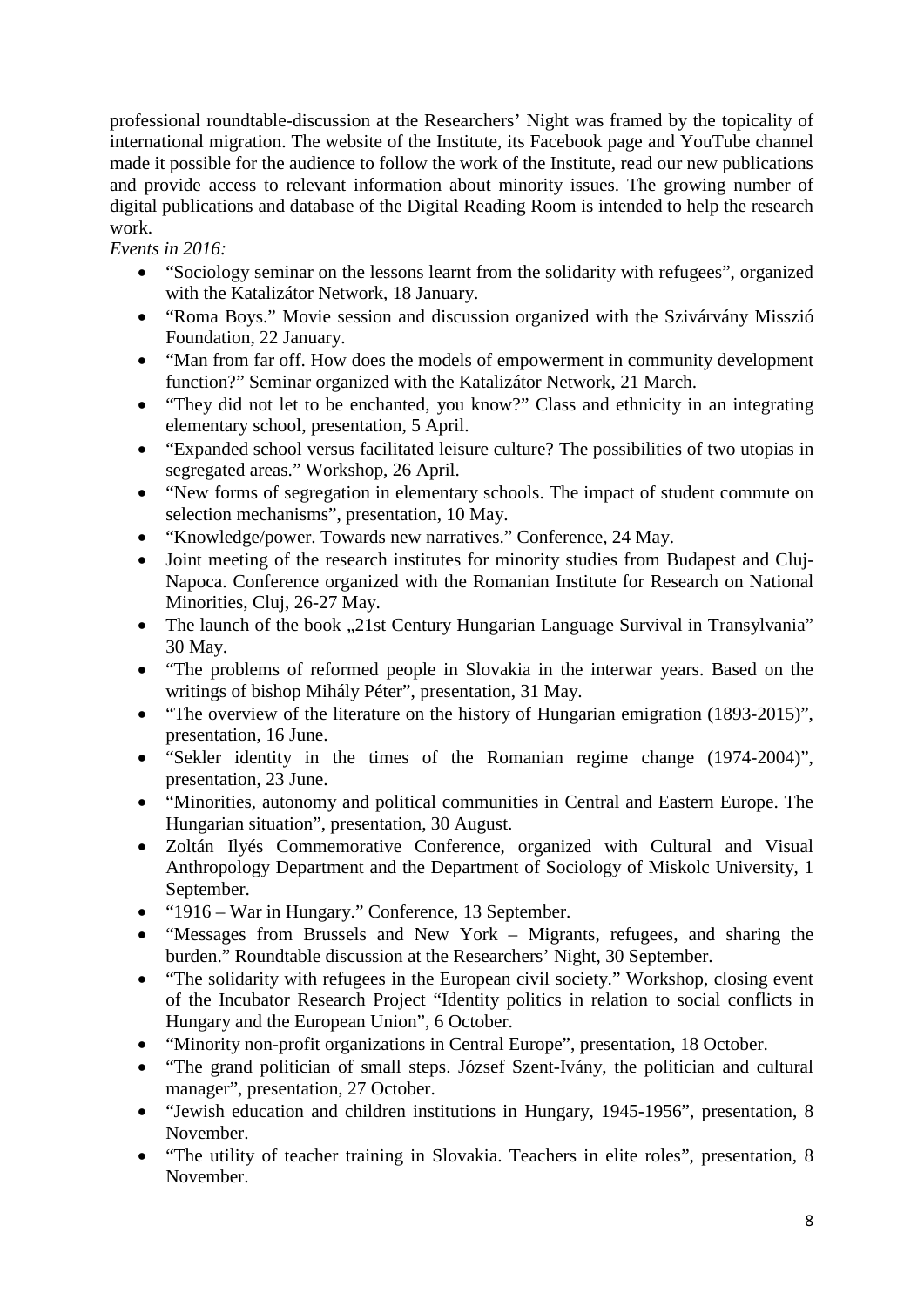professional roundtable-discussion at the Researchers' Night was framed by the topicality of international migration. The website of the Institute, its Facebook page and YouTube channel made it possible for the audience to follow the work of the Institute, read our new publications and provide access to relevant information about minority issues. The growing number of digital publications and database of the Digital Reading Room is intended to help the research work.

*Events in 2016:*

- "Sociology seminar on the lessons learnt from the solidarity with refugees", organized with the Katalizátor Network, 18 January.
- "Roma Boys." Movie session and discussion organized with the Szivárvány Misszió Foundation, 22 January.
- "Man from far off. How does the models of empowerment in community development function?" Seminar organized with the Katalizátor Network, 21 March.
- "They did not let to be enchanted, you know?" Class and ethnicity in an integrating elementary school, presentation, 5 April.
- "Expanded school versus facilitated leisure culture? The possibilities of two utopias in segregated areas." Workshop, 26 April.
- "New forms of segregation in elementary schools. The impact of student commute on selection mechanisms", presentation, 10 May.
- "Knowledge/power. Towards new narratives." Conference, 24 May.
- Joint meeting of the research institutes for minority studies from Budapest and Cluj-Napoca. Conference organized with the Romanian Institute for Research on National Minorities, Cluj, 26-27 May.
- The launch of the book „21st Century Hungarian Language Survival in Transylvania" 30 May.
- "The problems of reformed people in Slovakia in the interwar years. Based on the writings of bishop Mihály Péter", presentation, 31 May.
- "The overview of the literature on the history of Hungarian emigration (1893-2015)", presentation, 16 June.
- "Sekler identity in the times of the Romanian regime change (1974-2004)", presentation, 23 June.
- "Minorities, autonomy and political communities in Central and Eastern Europe. The Hungarian situation", presentation, 30 August.
- Zoltán Ilyés Commemorative Conference, organized with Cultural and Visual Anthropology Department and the Department of Sociology of Miskolc University, 1 September.
- "1916 – War in Hungary." Conference, 13 September.
- "Messages from Brussels and New York – Migrants, refugees, and sharing the burden." Roundtable discussion at the Researchers' Night, 30 September.
- "The solidarity with refugees in the European civil society." Workshop, closing event of the Incubator Research Project "Identity politics in relation to social conflicts in Hungary and the European Union", 6 October.
- "Minority non-profit organizations in Central Europe", presentation, 18 October.
- "The grand politician of small steps. József Szent-Ivány, the politician and cultural manager", presentation, 27 October.
- "Jewish education and children institutions in Hungary, 1945-1956", presentation, 8 November.
- "The utility of teacher training in Slovakia. Teachers in elite roles", presentation, 8 November.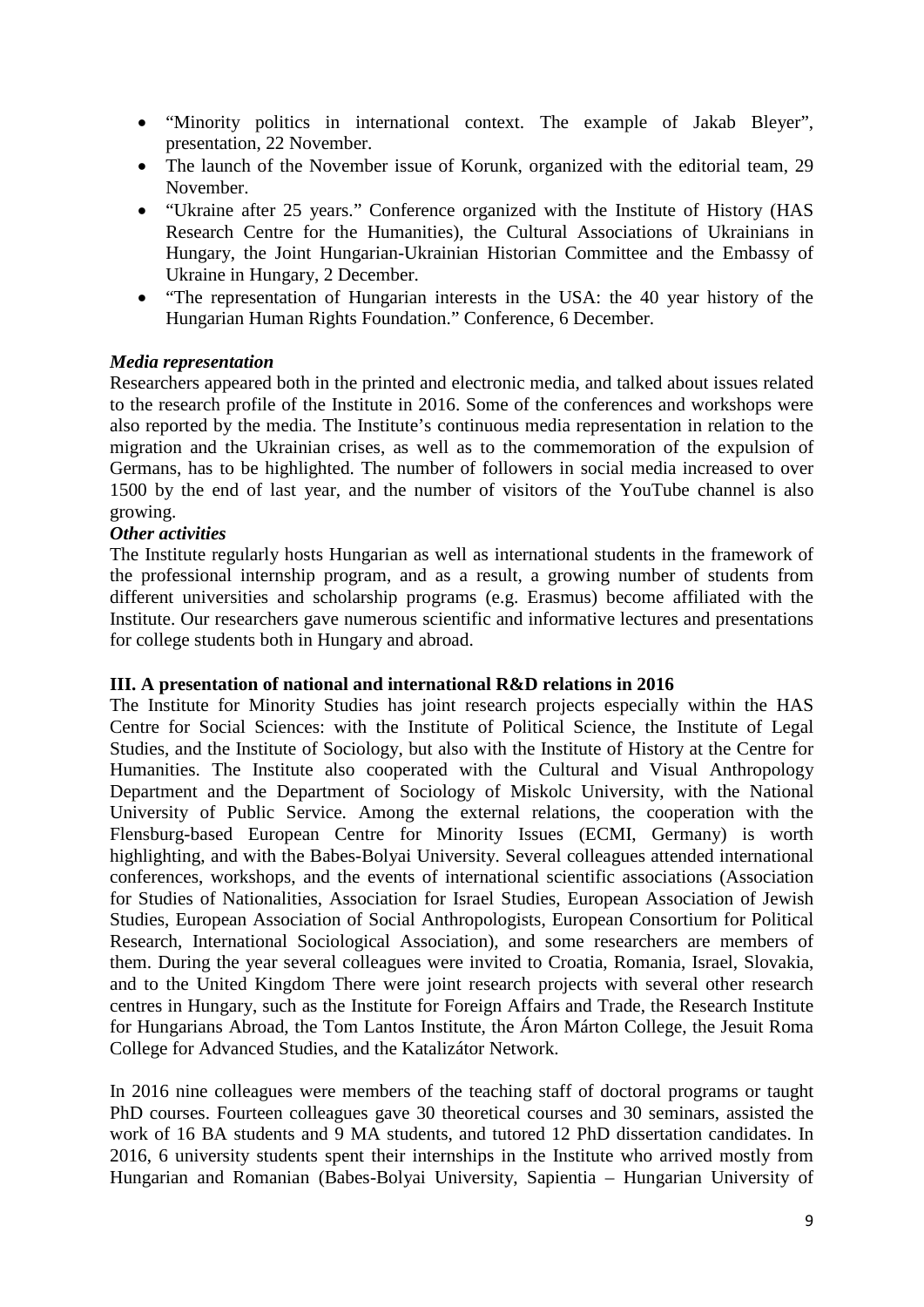- "Minority politics in international context. The example of Jakab Bleyer", presentation, 22 November.
- The launch of the November issue of Korunk, organized with the editorial team, 29 November.
- "Ukraine after 25 years." Conference organized with the Institute of History (HAS Research Centre for the Humanities), the Cultural Associations of Ukrainians in Hungary, the Joint Hungarian-Ukrainian Historian Committee and the Embassy of Ukraine in Hungary, 2 December.
- "The representation of Hungarian interests in the USA: the 40 year history of the Hungarian Human Rights Foundation." Conference, 6 December.

***Media representation***

Researchers appeared both in the printed and electronic media, and talked about issues related to the research profile of the Institute in 2016. Some of the conferences and workshops were also reported by the media. The Institute's continuous media representation in relation to the migration and the Ukrainian crises, as well as to the commemoration of the expulsion of Germans, has to be highlighted. The number of followers in social media increased to over 1500 by the end of last year, and the number of visitors of the YouTube channel is also growing.

***Other activities***

The Institute regularly hosts Hungarian as well as international students in the framework of the professional internship program, and as a result, a growing number of students from different universities and scholarship programs (e.g. Erasmus) become affiliated with the Institute. Our researchers gave numerous scientific and informative lectures and presentations for college students both in Hungary and abroad.

**III. A presentation of national and international R&D relations in 2016**

The Institute for Minority Studies has joint research projects especially within the HAS Centre for Social Sciences: with the Institute of Political Science, the Institute of Legal Studies, and the Institute of Sociology, but also with the Institute of History at the Centre for Humanities. The Institute also cooperated with the Cultural and Visual Anthropology Department and the Department of Sociology of Miskolc University, with the National University of Public Service. Among the external relations, the cooperation with the Flensburg-based European Centre for Minority Issues (ECMI, Germany) is worth highlighting, and with the Babes-Bolyai University. Several colleagues attended international conferences, workshops, and the events of international scientific associations (Association for Studies of Nationalities, Association for Israel Studies, European Association of Jewish Studies, European Association of Social Anthropologists, European Consortium for Political Research, International Sociological Association), and some researchers are members of them. During the year several colleagues were invited to Croatia, Romania, Israel, Slovakia, and to the United Kingdom There were joint research projects with several other research centres in Hungary, such as the Institute for Foreign Affairs and Trade, the Research Institute for Hungarians Abroad, the Tom Lantos Institute, the Áron Márton College, the Jesuit Roma College for Advanced Studies, and the Katalizátor Network.

In 2016 nine colleagues were members of the teaching staff of doctoral programs or taught PhD courses. Fourteen colleagues gave 30 theoretical courses and 30 seminars, assisted the work of 16 BA students and 9 MA students, and tutored 12 PhD dissertation candidates. In 2016, 6 university students spent their internships in the Institute who arrived mostly from Hungarian and Romanian (Babes-Bolyai University, Sapientia – Hungarian University of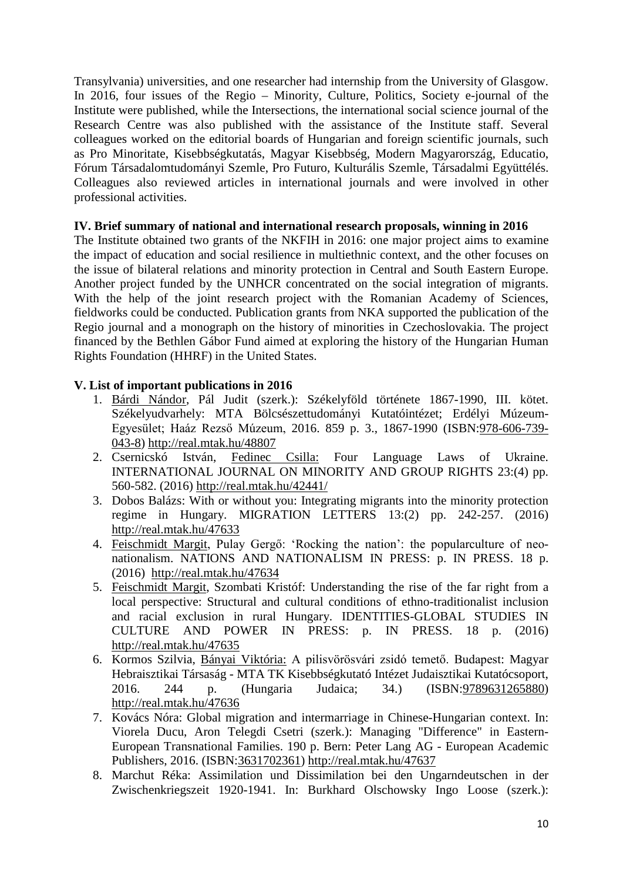Transylvania) universities, and one researcher had internship from the University of Glasgow. In 2016, four issues of the Regio – Minority, Culture, Politics, Society e-journal of the Institute were published, while the Intersections, the international social science journal of the Research Centre was also published with the assistance of the Institute staff. Several colleagues worked on the editorial boards of Hungarian and foreign scientific journals, such as Pro Minoritate, Kisebbségkutatás, Magyar Kisebbség, Modern Magyarország, Educatio, Fórum Társadalomtudományi Szemle, Pro Futuro, Kulturális Szemle, Társadalmi Együttélés. Colleagues also reviewed articles in international journals and were involved in other professional activities.

**IV. Brief summary of national and international research proposals, winning in 2016**

The Institute obtained two grants of the NKFIH in 2016: one major project aims to examine the impact of education and social resilience in multiethnic context, and the other focuses on the issue of bilateral relations and minority protection in Central and South Eastern Europe. Another project funded by the UNHCR concentrated on the social integration of migrants. With the help of the joint research project with the Romanian Academy of Sciences, fieldworks could be conducted. Publication grants from NKA supported the publication of the Regio journal and a monograph on the history of minorities in Czechoslovakia. The project financed by the Bethlen Gábor Fund aimed at exploring the history of the Hungarian Human Rights Foundation (HHRF) in the United States.

**V. List of important publications in 2016**

1. Bárdi Nándor, Pál Judit (szerk.): Székelyföld története 1867-1990, III. kötet. Székelyudvarhely: MTA Bölcsészettudományi Kutatóintézet; Erdélyi Múzeum-Egyesület; Haáz Rezső Múzeum, 2016. 859 p. 3., 1867-1990 (ISBN:978-606-739-043-8) http://real.mtak.hu/48807
2. Csernicskó István, Fedinec Csilla: Four Language Laws of Ukraine. INTERNATIONAL JOURNAL ON MINORITY AND GROUP RIGHTS 23:(4) pp. 560-582. (2016) http://real.mtak.hu/42441/
3. Dobos Balázs: With or without you: Integrating migrants into the minority protection regime in Hungary. MIGRATION LETTERS 13:(2) pp. 242-257. (2016) http://real.mtak.hu/47633
4. Feischmidt Margit, Pulay Gergő: 'Rocking the nation': the popularculture of neo-nationalism. NATIONS AND NATIONALISM IN PRESS: p. IN PRESS. 18 p. (2016) http://real.mtak.hu/47634
5. Feischmidt Margit, Szombati Kristóf: Understanding the rise of the far right from a local perspective: Structural and cultural conditions of ethno-traditionalist inclusion and racial exclusion in rural Hungary. IDENTITIES-GLOBAL STUDIES IN CULTURE AND POWER IN PRESS: p. IN PRESS. 18 p. (2016) http://real.mtak.hu/47635
6. Kormos Szilvia, Bányai Viktória: A pilisvörösvári zsidó temető. Budapest: Magyar Hebraisztikai Társaság - MTA TK Kisebbségkutató Intézet Judaisztikai Kutatócsoport, 2016. 244 p. (Hungaria Judaica; 34.) (ISBN:9789631265880) http://real.mtak.hu/47636
7. Kovács Nóra: Global migration and intermarriage in Chinese-Hungarian context. In: Viorela Ducu, Aron Telegdi Csetri (szerk.): Managing "Difference" in Eastern-European Transnational Families. 190 p. Bern: Peter Lang AG - European Academic Publishers, 2016. (ISBN:3631702361) http://real.mtak.hu/47637
8. Marchut Réka: Assimilation und Dissimilation bei den Ungarndeutschen in der Zwischenkriegszeit 1920-1941. In: Burkhard Olschowsky Ingo Loose (szerk.):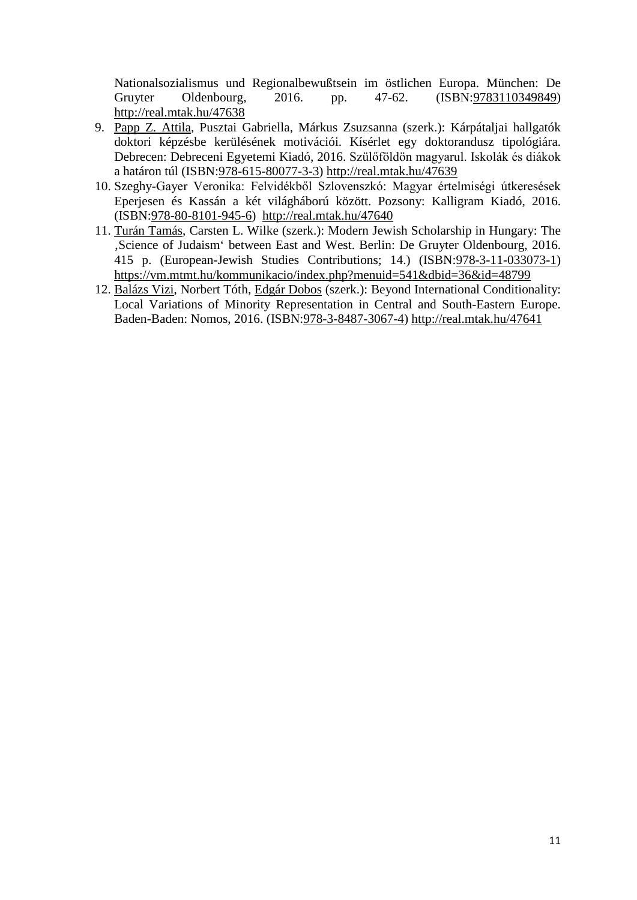Nationalsozialismus und Regionalbewußtsein im östlichen Europa. München: De Gruyter Oldenbourg, 2016. pp. 47-62. (ISBN:9783110349849) http://real.mtak.hu/47638

9. Papp Z. Attila, Pusztai Gabriella, Márkus Zsuzsanna (szerk.): Kárpátaljai hallgatók doktori képzésbe kerülésének motivációi. Kísérlet egy doktorandusz tipológiára. Debrecen: Debreceni Egyetemi Kiadó, 2016. Szülőföldön magyarul. Iskolák és diákok a határon túl (ISBN:978-615-80077-3-3) http://real.mtak.hu/47639
10. Szeghy-Gayer Veronika: Felvidékből Szlovenszkó: Magyar értelmiségi útkeresések Eperjesen és Kassán a két világháború között. Pozsony: Kalligram Kiadó, 2016. (ISBN:978-80-8101-945-6) http://real.mtak.hu/47640
11. Turán Tamás, Carsten L. Wilke (szerk.): Modern Jewish Scholarship in Hungary: The ‚Science of Judaism' between East and West. Berlin: De Gruyter Oldenbourg, 2016. 415 p. (European-Jewish Studies Contributions; 14.) (ISBN:978-3-11-033073-1) https://vm.mtmt.hu/kommunikacio/index.php?menuid=541&dbid=36&id=48799
12. Balázs Vizi, Norbert Tóth, Edgár Dobos (szerk.): Beyond International Conditionality: Local Variations of Minority Representation in Central and South-Eastern Europe. Baden-Baden: Nomos, 2016. (ISBN:978-3-8487-3067-4) http://real.mtak.hu/47641